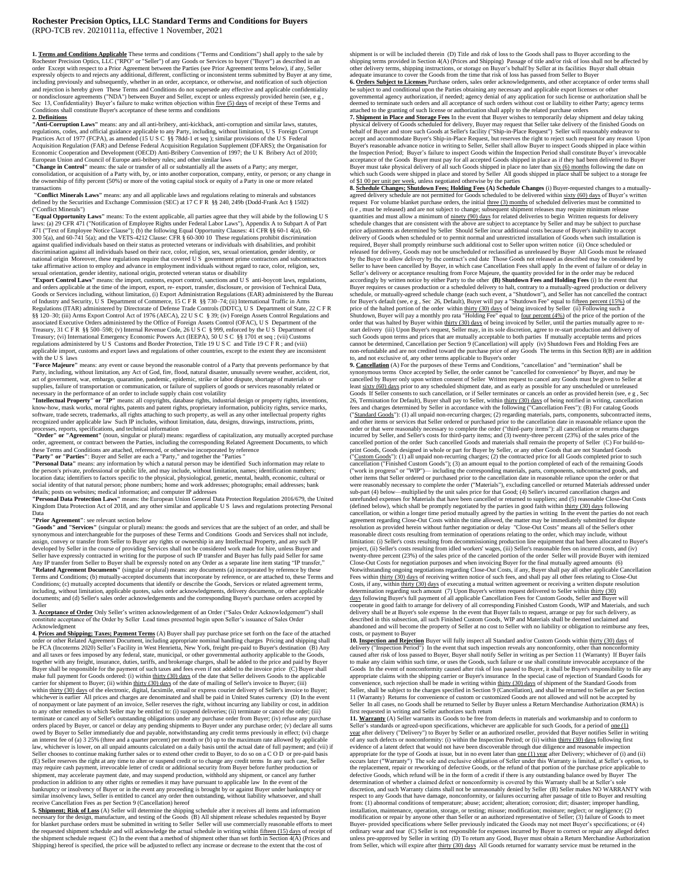# Rochester Precision Optics, LLC Standard Terms and Conditions for Buyers

(RPO-TCB rev. 20210111a, effective 1 November, 2021

**1. Terms and Conditions Applicable** These terms and conditions ("Terms and Conditions") shall apply to the sale by Rochester Precision Optics, LLC ("RPO" or "Seller") of any Goods or Services to buyer ("Buyer") as described in an order Except with respect to a Prior Agreement between the Parties (see Prior Agreement terms below), if any, Seller expressly objects to and rejects any additional, different, conflicting or inconsistent terms submitted by Buyer at any time, including previously and subsequently, whether in an order, acceptance, or otherwise, and notification of such objection and rejection is hereby given These Terms and Conditions do not supersede any effective and applicable confidentiality or nondisclosure agreements ("NDA") between Buyer and Seller, except or unless expressly provided herein (see, e g , Sec 13, Confidentiality) Buyer's failure to make written objection within five (5) days of receipt of these Terms and Conditions shall constitute Buyer's acceptance of these terms and conditions

**2. Definitions**

**"Anti-Corruption Laws"** means: any and all anti-bribery, anti-kickback, anti-corruption and similar laws, statutes, regulations, codes, and official guidance applicable to any Party, including, without limitation, U S Foreign Corrupt Practices Act of 1977 (FCPA), as amended (15 U S C §§ 78dd-1 et seq ); similar provisions of the U S Federal Acquisition Regulation (FAR) and Defense Federal Acquisition Regulation Supplement (DFARS); the Organisation for Economic Cooperation and Development (OECD) Anti-Bribery Convention of 1997; the U K Bribery Act of 2010; European Union and Council of Europe anti-bribery rules; and other similar laws

**"Change in Control"** means: the sale or transfer of all or substantially all the assets of a Party; any merger, consolidation, or acquisition of a Party with, by, or into another corporation, company, entity, or person; or any change in the ownership of fifty percent (50%) or more of the voting capital stock or equity of a Party in one or more related transactions

**"Conflict Minerals Laws"** means: any and all applicable laws and regulations relating to minerals and substances defined by the Securities and Exchange Commission (SEC) at 17 C F R §§ 240, 249b (Dodd-Frank Act § 1502) ("Conflict Minerals")

**"Equal Opportunity Laws"** means: To the extent applicable, all parties agree that they will abide by the following U S laws: (a) 29 CFR 471 ("Notification of Employee Rights under Federal Labor Laws"), Appendix A to Subpart A of Part 471 ("Text of Employee Notice Clause"); (b) the following Equal Opportunity Clauses: 41 CFR §§ 60-1 4(a), 60-300 5(a), and 60-741 5(a); and the VETS-4212 Clause: CFR § 60-300 10 These regulations prohibit discrimination against qualified individuals based on their status as protected veterans or individuals with disabilities, and prohibit discrimination against all individuals based on their race, color, religion, sex, sexual orientation, gender identity, or national origin Moreover, these regulations require that covered U S government prime contractors and subcontractors take affirmative action to employ and advance in employment individuals without regard to race, color, religion, sex, sexual orientation, gender identity, national origin, protected veteran status or disability

**"Export Control Laws"** means: the import, customs, export control, sanctions and U S anti-boycott laws, regulations, and orders applicable at the time of the import, export, re- export, transfer, disclosure, or provision of Technical Data, Goods or Services including, without limitation, (i) Export Administration Regulations (EAR) administered by the Bureau of Industry and Security, U S Department of Commerce, 15 C F R §§ 730–74; (ii) International Traffic in Arms Regulations (ITAR) administered by Directorate of Defense Trade Controls (DDTC), U S Department of State, 22 C F R §§ 120–30; (iii) Arms Export Control Act of 1976 (AECA), 22 U S C § 39; (iv) Foreign Assets Control Regulations and associated Executive Orders administered by the Office of Foreign Assets Control (OFAC), U S Department of the Treasury, 31 C F R §§ 500–598; (v) Internal Revenue Code, 26 U S C § 999, enforced by the U S Department of Treasury; (vi) International Emergency Economic Powers Act (IEEPA), 50 U S C §§ 1701 et seq ; (vii) Customs regulations administered by U S Customs and Border Protection, Title 19 U S C and Title 19 C F R ; and (viii) applicable import, customs and export laws and regulations of other countries, except to the extent they are inconsistent with the U S laws

**"Force Majeure"** means: any event or cause beyond the reasonable control of a Party that prevents performance by that Party, including, without limitation, any Act of God, fire, flood, natural disaster, unusually severe weather, accident, riot, act of government, war, embargo, quarantine, pandemic, epidemic, strike or labor dispute, shortage of materials or supplies, failure of transportation or communication, or failure of suppliers of goods or services reasonably related or necessary in the performance of an order to include supply chain cost volatility

**"Intellectual Property" or "IP"** means: all copyrights, database rights, industrial design or property rights, inventions, know-how, mask works, moral rights, patents and patent rights, proprietary information, publicity rights, service marks, software, trade secrets, trademarks, all rights attaching to such property, as well as any other intellectual property rights recognized under applicable law Such IP includes, without limitation, data, designs, drawings, instructions, prints, processes, reports, specifications, and technical information

**"Order" or "Agreement"** (noun, singular or plural) means: regardless of capitalization, any mutually accepted purchase order, agreement, or contract between the Parties, including the corresponding Related Agreement Documents, to which these Terms and Conditions are attached, referenced, or otherwise incorporated by reference

**"Party" or "Parties"**: Buyer and Seller are each a "Party," and together the "Parties "

**"Personal Data"** means: any information by which a natural person may be identified Such information may relate to the person's private, professional or public life, and may include, without limitation, names; identification numbers; location data; identifiers to factors specific to the physical, physiological, genetic, mental, health, economic, cultural or social identity of that natural person; phone numbers; home and work addresses; photographs; email addresses; bank details; posts on websites; medical information; and computer IP addresses

**"Personal Data Protection Laws"** means: the European Union General Data Protection Regulation 2016/679, the United Kingdom Data Protection Act of 2018, and any other similar and applicable U S laws and regulations protecting Personal Data

**"Prior Agreement"**: see relevant section below

**"Goods" and "Services"** (singular or plural) means: the goods and services that are the subject of an order, and shall be synonymous and interchangeable for the purposes of these Terms and Conditions Goods and Services shall not include, assign, convey or transfer from Seller to Buyer any rights or ownership in any Intellectual Property, and any such IP developed by Seller in the course of providing Services shall not be considered work made for hire, unless Buyer and Seller have expressly contracted in writing for the purpose of such IP transfer and Buyer has fully paid Seller for same Any IP transfer from Seller to Buyer shall be expressly noted on any Order as a separate line item stating "IP transfer,"

**"Related Agreement Documents"** (singular or plural) means: any documents (a) incorporated by reference by these Terms and Conditions; (b) mutually-accepted documents that incorporate by reference, or are attached to, these Terms and Conditions; (c) mutually accepted documents that identify or describe the Goods, Services or related agreement terms, including, without limitation, applicable quotes, sales order acknowledgments, delivery documents, or other applicable documents; and (d) Seller's sales order acknowledgements and the corresponding Buyer's purchase orders accepted by Seller

**3. Acceptance of Order** Only Seller's written acknowledgement of an Order ("Sales Order Acknowledgement") shall constitute acceptance of the Order by Seller Lead times presented begin upon Seller's issuance of Sales Order Acknowledgment

**4. Prices and Shipping; Taxes; Payment Terms** (A) Buyer shall pay purchase price set forth on the face of the attached order or other Related Agreement Document, including appropriate nominal handling charges Pricing and shipping shall be FCA (Incoterms 2020) Seller's Facility in West Henrietta, New York, freight pre-paid to Buyer's destination (B) Any and all taxes or fees imposed by any federal, state, municipal, or other governmental authority applicable to the Goods, together with any freight, insurance, duties, tariffs, and brokerage charges, shall be added to the price and paid by Buyer Buyer shall be responsible for the payment of such taxes and fees even if not added to the invoice price (C) Buyer shall make full payment for Goods ordered: (i) within thirty (30) days of the date that Seller delivers Goods to the applicable carrier for shipment to Buyer; (ii) within thirty (30) days of the date of mailing of Seller's invoice to Buyer; (iii) within thirty (30) days of the electronic, digital, facsimile, email or express courier delivery of Seller's invoice to Buyer; whichever is earlier All prices and charges are denominated and shall be paid in United States currency (D) In the event of nonpayment or late payment of an invoice, Seller reserves the right, without incurring any liability or cost, in addition to any other remedies to which Seller may be entitled to: (i) suspend deliveries; (ii) terminate or cancel the order; (iii) terminate or cancel any of Seller's outstanding obligations under any purchase order from Buyer; (iv) refuse any purchase orders placed by Buyer, or cancel or delay any pending shipments to Buyer under any purchase order; (v) declare all sums owed by Buyer to Seller immediately due and payable, notwithstanding any credit terms previously in effect; (vi) charge an interest fee of (a) 3 25% (three and a quarter percent) per month or (b) up to the maximum rate allowed by applicable law, whichever is lower, on all unpaid amounts calculated on a daily basis until the actual date of full payment; and (vii) if Seller chooses to continue making further sales or to extend other credit to Buyer, to do so on a C O D or pre-paid basis (E) Seller reserves the right at any time to alter or suspend credit or to change any credit terms In any such case, Seller may require cash payment, irrevocable letter of credit or additional security from Buyer before further production or shipment, may accelerate payment date, and may suspend production, withhold any shipment, or cancel any further production in addition to any other rights or remedies it may have pursuant to applicable law In the event of the bankruptcy or insolvency of Buyer or in the event any proceeding is brought by or against Buyer under bankruptcy or similar insolvency laws, Seller is entitled to cancel any order then outstanding, without liability whatsoever, and shall receive Cancellation Fees as per Section 9 (Cancellation) hereof

**5. Shipment; Risk of Loss** (A) Seller will determine the shipping schedule after it receives all items and information necessary for the design, manufacture, and testing of the Goods (B) All shipment release schedules requested by Buyer for blanket purchase orders must be submitted in writing to Seller Seller will use commercially reasonable efforts to meet the requested shipment schedule and will acknowledge the actual schedule in writing within fifteen (15) days of receipt of the shipment schedule request (C) In the event that a method of shipment other than set forth in Section 4(A) (Prices and Shipping) hereof is specified, the price will be adjusted to reflect any increase or decrease to the extent that the cost of shipment is or will be included therein (D) Title and risk of loss to the Goods shall pass to Buyer according to the shipping terms provided in Section 4(A) (Prices and Shipping) Passage of title and/or risk of loss shall not be affected by other delivery terms, shipping instructions, or storage on Buyer's behalf by Seller at its facilities Buyer shall obtain adequate insurance to cover the Goods from the time that risk of loss has passed from Seller to Buyer

**6. Orders Subject to Licenses** Purchase orders, sales order acknowledgements, and other acceptance of order terms shall be subject to and conditional upon the Parties obtaining any necessary and applicable export licenses or other governmental agency authorization, if needed; agency denial of any application for such license or authorization shall be deemed to terminate such orders and all acceptance of such orders without cost or liability to either Party; agency terms attached to the granting of such license or authorization shall apply to the related purchase orders

**7. Shipment in Place and Storage Fees** In the event that Buyer wishes to temporarily delay shipment and delay taking physical delivery of Goods scheduled for delivery, Buyer may request that Seller take delivery of the finished Goods on behalf of Buyer and store such Goods at Seller's facility ("Ship-in-Place Request") Seller will reasonably endeavor to accept and accommodate Buyer's Ship-in-Place Request, but reserves the right to reject such request for any reason Upon Buyer's reasonable advance notice in writing to Seller, Seller shall allow Buyer to inspect Goods shipped in place within the Inspection Period; Buyer's failure to inspect Goods within the Inspection Period shall constitute Buyer's irrevocable acceptance of the Goods Buyer must pay for all accepted Goods shipped in place as if they had been delivered to Buyer Buyer must take physical delivery of all such Goods shipped in place no later than six (6) months following the date on which such Goods were shipped in place and stored by Seller All goods shipped in place shall be subject to a storage fee of $1 00 per unit per week, unless negotiated otherwise by the parties

**8. Schedule Changes; Shutdown Fees; Holding Fees (A) Schedule Changes** (i) Buyer-requested changes to a mutually-agreed delivery schedule are not permitted for Goods scheduled to be delivered within sixty (60) days of Buyer's written request For volume blanket purchase orders, the initial three (3) months of scheduled deliveries must be committed to (i e , must be released) and are not subject to change; subsequent shipment releases may require minimum release quantities and must allow a minimum of ninety (90) days for related deliveries to begin Written requests for delivery schedule changes that are consistent with the above are subject to acceptance by Seller and may be subject to purchase price adjustments as determined by Seller Should Seller incur additional costs because of Buyer's inability to accept delivery of Goods when scheduled or to permit normal and unrestricted installation of Goods when such installation is required, Buyer shall promptly reimburse such additional cost to Seller upon written notice (ii) Once scheduled or released for delivery, Goods may not be unscheduled or reclassified as unreleased by Buyer All Goods must be released by the Buyer to allow delivery by the contract's end date Those Goods not released as described may be considered by Seller to have been cancelled by Buyer, in which case Cancellation Fees shall apply In the event of failure of or delay in Seller's delivery or acceptance resulting from Force Majeure, the quantity provided for in the order may be reduced accordingly by written notice by either Party to the other **(B) Shutdown Fees and Holding Fees** (i) In the event that Buyer requires or causes production or a scheduled delivery to halt, contrary to a mutually-agreed production or delivery schedule, or mutually-agreed schedule change (each such event, a "Shutdown"), and Seller has not cancelled the contract for Buyer's default (see, e g , Sec 26, Default), Buyer will pay a "Shutdown Fee" equal to fifteen percent (15%) of the price of the halted portion of the order within thirty (30) days of being invoiced by Seller (ii) Following such a Shutdown, Buyer will pay a monthly pro rata "Holding Fee" equal to four percent (4%) of the price of the portion of the order that was halted by Buyer within thirty (30) days of being invoiced by Seller, until the parties mutually agree to re-start delivery (iii) Upon Buyer's request, Seller may, in its sole discretion, agree to re-start production and delivery of such Goods upon terms and prices that are mutually acceptable to both parties If mutually acceptable terms and prices cannot be determined, Cancellation per Section 9 (Cancellation) will apply (iv) Shutdown Fees and Holding Fees are non-refundable and are not credited toward the purchase price of any Goods The terms in this Section 8(B) are in addition to, and not exclusive of, any other terms applicable to Buyer's order

**9. Cancellation** (A) For the purposes of these Terms and Conditions, "cancellation" and "termination" shall be synonymous terms Once accepted by Seller, the order cannot be "cancelled for convenience" by Buyer, and may be cancelled by Buyer only upon written consent of Seller Written request to cancel any Goods must be given to Seller at least sixty (60) days prior to any scheduled shipment date, and as early as possible for any unscheduled or unreleased Goods If Seller consents to such cancellation, or if Seller terminates or cancels an order as provided herein (see, e g , Sec 26, Termination for Default), Buyer shall pay to Seller, within thirty (30) days of being notified in writing, cancellation fees and charges determined by Seller in accordance with the following ("Cancellation Fees"): (B) For catalog Goods ("Standard Goods"): (1) all unpaid non-recurring charges; (2) regarding materials, parts, components, subcontracted items, and other items or services that Seller ordered or purchased prior to the cancellation date in reasonable reliance upon the order or that were reasonably necessary to complete the order ("third-party items"): all cancellation or returns charges incurred by Seller, and Seller's costs for third-party items; and (3) twenty-three percent (23%) of the sales price of the cancelled portion of the order Such cancelled Goods and materials shall remain the property of Seller (C) For build-to-print Goods, Goods designed in whole or part for Buyer by Seller, or any other Goods that are not Standard Goods ("Custom Goods"): (1) all unpaid non-recurring charges; (2) the contracted price for all Goods completed prior to such cancellation ("Finished Custom Goods"); (3) an amount equal to the portion completed of each of the remaining Goods ("work in progress" or "WIP")—including the corresponding materials, parts, components, subcontracted goods, and other items that Seller ordered or purchased prior to the cancellation date in reasonable reliance upon the order or that were reasonably necessary to complete the order ("Materials"), excluding cancelled or returned Materials addressed under sub-part (4) below—multiplied by the unit sales price for that Good; (4) Seller's incurred cancellation charges and unrefunded expenses for Materials that have been cancelled or returned to suppliers; and (5) reasonable Close-Out Costs (defined below), which shall be promptly negotiated by the parties in good faith within thirty (30) days following cancellation, or within a longer time period mutually agreed by the parties in writing In the event the parties do not reach agreement regarding Close-Out Costs within the time allowed, the matter may be immediately submitted for dispute resolution as provided herein without further negotiation or delay "Close-Out Costs" means all of the Seller's other reasonable direct costs resulting from termination of operations relating to the order, which may include, without limitation: (i) Seller's costs resulting from decommissioning production line equipment that had been allocated to Buyer's project, (ii) Seller's costs resulting from idled workers' wages, (iii) Seller's reasonable fees on incurred costs, and (iv) twenty-three percent (23%) of the sales price of the canceled portion of the order Seller will provide Buyer with itemized Close-Out Costs for negotiation purposes and when invoicing Buyer for the final mutually agreed amounts (6) Notwithstanding ongoing negotiations regarding Close-Out Costs, if any, Buyer shall pay all other applicable Cancellation Fees within thirty (30) days of receiving written notice of such fees, and shall pay all other fees relating to Close-Out Costs, if any, within thirty (30) days of executing a mutual written agreement or receiving a written dispute resolution determination regarding such amount (7) Upon Buyer's written request delivered to Seller within thirty (30) days following Buyer's full payment of all applicable Cancellation Fees for Custom Goods, Seller and Buyer will cooperate in good faith to arrange for delivery of all corresponding Finished Custom Goods, WIP and Materials, and such delivery shall be at Buyer's sole expense In the event that Buyer fails to request, arrange or pay for such delivery, as described in this subsection, all such Finished Custom Goods, WIP and Materials shall be deemed unclaimed and abandoned and will become the property of Seller at no cost to Seller with no liability or obligation to reimburse any fees, costs, or payment to Buyer

**10. Inspection and Rejection** Buyer will fully inspect all Standard and/or Custom Goods within thirty (30) days of delivery ("Inspection Period") In the event that such inspection reveals any nonconformity, other than nonconformity caused after risk of loss passed to Buyer, Buyer shall notify Seller in writing as per Section 11 (Warranty) If Buyer fails to make any claim within such time, or uses the Goods, such failure or use shall constitute irrevocable acceptance of the Goods In the event of nonconformity caused after risk of loss passed to Buyer, it shall be Buyer's responsibility to file any appropriate claims with the shipping carrier or Buyer's insurance In the special case of rejection of Standard Goods for convenience, such rejection shall be made in writing within thirty (30) days of shipment of the Standard Goods from Seller, shall be subject to the charges specified in Section 9 (Cancellation), and shall be returned to Seller as per Section 11 (Warranty) Returns for convenience of custom or customized Goods are not allowed and will not be accepted by Seller In all cases, no Goods shall be returned to Seller by Buyer unless a Return Merchandise Authorization (RMA) is first requested in writing and Seller authorizes such return

**11. Warranty** (A) Seller warrants its Goods to be free from defects in materials and workmanship and to conform to Seller's standards or agreed-upon specifications, whichever are applicable for such Goods, for a period of one (1) year after delivery ("Delivery") to Buyer by Seller or an authorized reseller, provided that Buyer notifies Seller in writing of any such defects or nonconformity: (i) within the Inspection Period; or (ii) within thirty (30) days following first evidence of a latent defect that would not have been discoverable through due diligence and reasonable inspection appropriate for the type of Goods at issue, but in no event later than one (1) year after Delivery; whichever of (i) and (ii) occurs later ("Warranty") The sole and exclusive obligation of Seller under this Warranty is limited, at Seller's option, to the replacement, repair or reworking of defective Goods, or the refund of that portion of the purchase price applicable to defective Goods, which refund will be in the form of a credit if there is any outstanding balance owed by Buyer The determination of whether a claimed defect or nonconformity is covered by this Warranty shall be at Seller's sole discretion, and such Warranty claims shall not be unreasonably denied by Seller (B) Seller makes NO WARRANTY with respect to any Goods that have damage, nonconformity, or failures occurring after passage of title to Buyer and resulting from: (1) abnormal conditions of temperature; abuse; accident; alteration; corrosion; dirt; disaster; improper handling, installation, maintenance, operation, storage, or testing; misuse; modification; moisture; neglect; or negligence; (2) modification or repair by anyone other than Seller or an authorized representative of Seller; (3) failure of Goods to meet Buyer- provided specifications where Seller previously indicated the Goods may not meet Buyer's specifications; or (4) ordinary wear and tear (C) Seller is not responsible for expenses incurred by Buyer to correct or repair any alleged defect unless pre-approved by Seller in writing (D) To return any Good, Buyer must obtain a Return Merchandise Authorization from Seller, which will expire after thirty (30) days All Goods returned for warranty service must be returned in the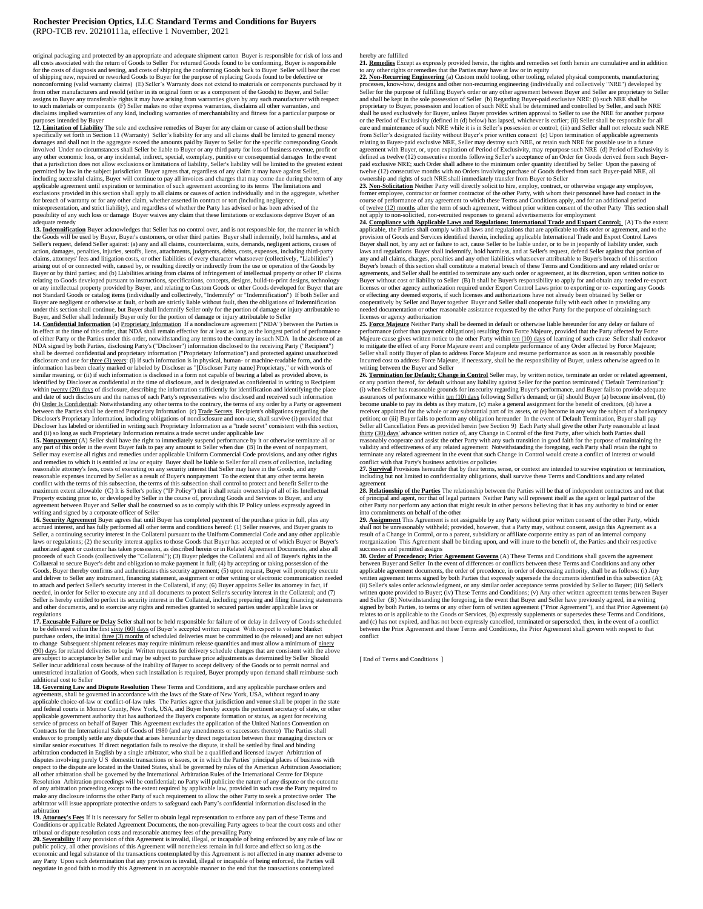# Rochester Precision Optics, LLC Standard Terms and Conditions for Buyers

(RPO-TCB rev. 20210111a, effective 1 November, 2021

original packaging and protected by an appropriate and adequate shipment carton Buyer is responsible for risk of loss and all costs associated with the return of Goods to Seller For returned Goods found to be conforming, Buyer is responsible for the costs of diagnosis and testing, and costs of shipping the conforming Goods back to Buyer Seller will bear the cost of shipping new, repaired or reworked Goods to Buyer for the purpose of replacing Goods found to be defective or nonconforming (valid warranty claims) (E) Seller's Warranty does not extend to materials or components purchased by it from other manufacturers and resold (either in its original form or as a component of the Goods) to Buyer, and Seller assigns to Buyer any transferable rights it may have arising from warranties given by any such manufacturer with respect to such materials or components (F) Seller makes no other express warranties, disclaims all other warranties, and disclaims implied warranties of any kind, including warranties of merchantability and fitness for a particular purpose or purposes intended by Buyer

**12. Limitation of Liability** The sole and exclusive remedies of Buyer for any claim or cause of action shall be those specifically set forth in Section 11 (Warranty) Seller's liability for any and all claims shall be limited to general money damages and shall not in the aggregate exceed the amounts paid by Buyer to Seller for the specific corresponding Goods involved Under no circumstances shall Seller be liable to Buyer or any third party for loss of business revenue, profit or any other economic loss, or any incidental, indirect, special, exemplary, punitive or consequential damages In the event that a jurisdiction does not allow exclusions or limitations of liability, Seller's liability will be limited to the greatest extent permitted by law in the subject jurisdiction Buyer agrees that, regardless of any claim it may have against Seller, including successful claims, Buyer will continue to pay all invoices and charges that may come due during the term of any applicable agreement until expiration or termination of such agreement according to its terms The limitations and exclusions provided in this section shall apply to all claims or causes of action individually and in the aggregate, whether for breach of warranty or for any other claim, whether asserted in contract or tort (including negligence, misrepresentation, and strict liability), and regardless of whether the Party has advised or has been advised of the possibility of any such loss or damage Buyer waives any claim that these limitations or exclusions deprive Buyer of an adequate remedy

**13. Indemnification** Buyer acknowledges that Seller has no control over, and is not responsible for, the manner in which the Goods will be used by Buyer, Buyer's customers, or other third parties Buyer shall indemnify, hold harmless, and at Seller's request, defend Seller against: (a) any and all claims, counterclaims, suits, demands, negligent actions, causes of action, damages, penalties, injuries, setoffs, liens, attachments, judgments, debts, costs, expenses, including third-party claims, attorneys' fees and litigation costs, or other liabilities of every character whatsoever (collectively, "Liabilities") arising out of or connected with, caused by, or resulting directly or indirectly from the use or operation of the Goods by Buyer or by third parties; and (b) Liabilities arising from claims of infringement of intellectual property or other IP claims relating to Goods developed pursuant to instructions, specifications, concepts, designs, build-to-print designs, technology or any intellectual property provided by Buyer, and relating to Custom Goods or other Goods developed for Buyer that are not Standard Goods or catalog items (individually and collectively, "Indemnify" or "Indemnification") If both Seller and Buyer are negligent or otherwise at fault, or both are strictly liable without fault, then the obligations of Indemnification under this section shall continue, but Buyer shall Indemnify Seller only for the portion of damage or injury attributable to Buyer, and Seller shall Indemnify Buyer only for the portion of damage or injury attributable to Seller

**14. Confidential Information** (a) Proprietary Information If a nondisclosure agreement ("NDA") between the Parties is in effect at the time of this order, that NDA shall remain effective for at least as long as the longest period of performance of either Party or the Parties under this order, notwithstanding any terms to the contrary in such NDA In the absence of an NDA signed by both Parties, disclosing Party's ("Discloser") information disclosed to the receiving Party ("Recipient") shall be deemed confidential and proprietary information ("Proprietary Information") and protected against unauthorized disclosure and use for three (3) years: (i) if such information is in physical, human- or machine-readable form, and the information has been clearly marked or labeled by Discloser as "[Discloser Party name] Proprietary," or with words of similar meaning, or (ii) if such information is disclosed in a form not capable of bearing a label as provided above, is identified by Discloser as confidential at the time of disclosure, and is designated as confidential in writing to Recipient within twenty (20) days of disclosure, describing the information sufficiently for identification and identifying the place and date of such disclosure and the names of each Party's representatives who disclosed and received such information (b) Order Is Confidential: Notwithstanding any other terms to the contrary, the terms of any order by a Party or agreement between the Parties shall be deemed Proprietary Information (c) Trade Secrets Recipient's obligations regarding the Discloser's Proprietary Information, including obligations of nondisclosure and non-use, shall survive (i) provided that Discloser has labeled or identified in writing such Proprietary Information as a "trade secret" consistent with this section, and (ii) so long as such Proprietary Information remains a trade secret under applicable law

**15. Nonpayment** (A) Seller shall have the right to immediately suspend performance by it or otherwise terminate all or any part of this order in the event Buyer fails to pay any amount to Seller when due (B) In the event of nonpayment, Seller may exercise all rights and remedies under applicable Uniform Commercial Code provisions, and any other rights and remedies to which it is entitled at law or equity Buyer shall be liable to Seller for all costs of collection, including reasonable attorney's fees, costs of executing on any security interest that Seller may have in the Goods, and any reasonable expenses incurred by Seller as a result of Buyer's nonpayment To the extent that any other terms herein conflict with the terms of this subsection, the terms of this subsection shall control to protect and benefit Seller to the maximum extent allowable (C) It is Seller's policy ("IP Policy") that it shall retain ownership of all of its Intellectual Property existing prior to, or developed by Seller in the course of, providing Goods and Services to Buyer, and any agreement between Buyer and Seller shall be construed so as to comply with this IP Policy unless expressly agreed in writing and signed by a corporate officer of Seller

**16. Security Agreement** Buyer agrees that until Buyer has completed payment of the purchase price in full, plus any accrued interest, and has fully performed all other terms and conditions hereof: (1) Seller reserves, and Buyer grants to Seller, a continuing security interest in the Collateral pursuant to the Uniform Commercial Code and any other applicable laws or regulations; (2) the security interest applies to those Goods that Buyer has accepted or of which Buyer or Buyer's authorized agent or customer has taken possession, as described herein or in Related Agreement Documents, and also all proceeds of such Goods (collectively the "Collateral"); (3) Buyer pledges the Collateral and all of Buyer's rights in the Collateral to secure Buyer's debt and obligation to make payment in full; (4) by accepting or taking possession of the Goods, Buyer thereby confirms and authenticates this security agreement; (5) upon request, Buyer will promptly execute and deliver to Seller any instrument, financing statement, assignment or other writing or electronic communication needed to attach and perfect Seller's security interest in the Collateral, if any; (6) Buyer appoints Seller its attorney in fact, if needed, in order for Seller to execute any and all documents to protect Seller's security interest in the Collateral; and (7) Seller is hereby entitled to perfect its security interest in the Collateral, including preparing and filing financing statements and other documents, and to exercise any rights and remedies granted to secured parties under applicable laws or regulations

**17. Excusable Failure or Delay** Seller shall not be held responsible for failure of or delay in delivery of Goods scheduled to be delivered within the first sixty (60) days of Buyer's accepted written request With respect to volume blanket purchase orders, the initial three (3) months of scheduled deliveries must be committed to (be released) and are not subject to change Subsequent shipment releases may require minimum release quantities and must allow a minimum of ninety (90) days for related deliveries to begin Written requests for delivery schedule changes that are consistent with the above are subject to acceptance by Seller and may be subject to purchase price adjustments as determined by Seller Should Seller incur additional costs because of the inability of Buyer to accept delivery of the Goods or to permit normal and unrestricted installation of Goods, when such installation is required, Buyer promptly upon demand shall reimburse such additional cost to Seller

**18. Governing Law and Dispute Resolution** These Terms and Conditions, and any applicable purchase orders and agreements, shall be governed in accordance with the laws of the State of New York, USA, without regard to any applicable choice-of-law or conflict-of-law rules The Parties agree that jurisdiction and venue shall be proper in the state and federal courts in Monroe County, New York, USA, and Buyer hereby accepts the pertinent secretary of state, or other applicable government authority that has authorized the Buyer's corporate formation or status, as agent for receiving service of process on behalf of Buyer This Agreement excludes the application of the United Nations Convention on Contracts for the International Sale of Goods of 1980 (and any amendments or successors thereto) The Parties shall endeavor to promptly settle any dispute that arises hereunder by direct negotiation between their managing directors or similar senior executives If direct negotiation fails to resolve the dispute, it shall be settled by final and binding arbitration conducted in English by a single arbitrator, who shall be a qualified and licensed lawyer Arbitration of disputes involving purely U S domestic transactions or issues, or in which the Parties' principal places of business with respect to the dispute are located in the United States, shall be governed by rules of the American Arbitration Association; all other arbitration shall be governed by the International Arbitration Rules of the International Centre for Dispute Resolution Arbitration proceedings will be confidential; no Party will publicize the nature of any dispute or the outcome of any arbitration proceeding except to the extent required by applicable law, provided in such case the Party required to make any disclosure informs the other Party of such requirement to allow the other Party to seek a protective order The arbitrator will issue appropriate protective orders to safeguard each Party's confidential information disclosed in the arbitration

**19. Attorney's Fees** If it is necessary for Seller to obtain legal representation to enforce any part of these Terms and Conditions or applicable Related Agreement Documents, the non-prevailing Party agrees to bear the court costs and other tribunal or dispute resolution costs and reasonable attorney fees of the prevailing Party

**20. Severability** If any provision of this Agreement is invalid, illegal, or incapable of being enforced by any rule of law or public policy, all other provisions of this Agreement will nonetheless remain in full force and effect so long as the economic and legal substance of the transactions contemplated by this Agreement is not affected in any manner adverse to any Party Upon such determination that any provision is invalid, illegal or incapable of being enforced, the Parties will negotiate in good faith to modify this Agreement in an acceptable manner to the end that the transactions contemplated hereby are fulfilled

**21. Remedies** Except as expressly provided herein, the rights and remedies set forth herein are cumulative and in addition to any other rights or remedies that the Parties may have at law or in equity

**22. Non-Recurring Engineering** (a) Custom mold tooling, other tooling, related physical components, manufacturing processes, know-how, designs and other non-recurring engineering (individually and collectively "NRE") developed by Seller for the purpose of fulfilling Buyer's order or any other agreement between Buyer and Seller are proprietary to Seller and shall be kept in the sole possession of Seller (b) Regarding Buyer-paid exclusive NRE: (i) such NRE shall be proprietary to Buyer, possession and location of such NRE shall be determined and controlled by Seller, and such NRE shall be used exclusively for Buyer, unless Buyer provides written approval to Seller to use the NRE for another purpose or the Period of Exclusivity (defined in (d) below) has lapsed, whichever is earlier; (ii) Seller shall be responsible for all care and maintenance of such NRE while it is in Seller's possession or control; (iii) and Seller shall not relocate such NRE from Seller's designated facility without Buyer's prior written consent (c) Upon termination of applicable agreements relating to Buyer-paid exclusive NRE, Seller may destroy such NRE, or retain such NRE for possible use in a future agreement with Buyer, or, upon expiration of Period of Exclusivity, may repurpose such NRE (d) Period of Exclusivity is defined as twelve (12) consecutive months following Seller's acceptance of an Order for Goods derived from such Buyer-paid exclusive NRE; such Order shall adhere to the minimum order quantity identified by Seller Upon the passing of twelve (12) consecutive months with no Orders involving purchase of Goods derived from such Buyer-paid NRE, all ownership and rights of such NRE shall immediately transfer from Buyer to Seller

**23. Non-Solicitation** Neither Party will directly solicit to hire, employ, contract, or otherwise engage any employee, former employee, contractor or former contractor of the other Party, with whom their personnel have had contact in the course of performance of any agreement to which these Terms and Conditions apply, and for an additional period of twelve (12) months after the term of such agreement, without prior written consent of the other Party This section shall not apply to non-solicited, non-recruited responses to general advertisements for employment

**24. Compliance with Applicable Laws and Regulations: International Trade and Export Control;** (A) To the extent applicable, the Parties shall comply with all laws and regulations that are applicable to this order or agreement, and to the provision of Goods and Services identified therein, including applicable International Trade and Export Control Laws Buyer shall not, by any act or failure to act, cause Seller to be liable under, or to be in jeopardy of liability under, such laws and regulations Buyer shall indemnify, hold harmless, and at Seller's request, defend Seller against that portion of any and all claims, charges, penalties and any other liabilities whatsoever attributable to Buyer's breach of this section Buyer's breach of this section shall constitute a material breach of these Terms and Conditions and any related order or agreements, and Seller shall be entitled to terminate any such order or agreement, at its discretion, upon written notice to Buyer without cost or liability to Seller (B) It shall be Buyer's responsibility to apply for and obtain any needed re-export licenses or other agency authorization required under Export Control Laws prior to exporting or re- exporting any Goods or effecting any deemed exports, if such licenses and authorizations have not already been obtained by Seller or cooperatively by Seller and Buyer together Buyer and Seller shall cooperate fully with each other in providing any needed documentation or other reasonable assistance requested by the other Party for the purpose of obtaining such licenses or agency authorization

**25. Force Majeure** Neither Party shall be deemed in default or otherwise liable hereunder for any delay or failure of performance (other than payment obligations) resulting from Force Majeure, provided that the Party affected by Force Majeure cause gives written notice to the other Party within ten (10) days of learning of such cause Seller shall endeavor to mitigate the effect of any Force Majeure event and complete performance of any Order affected by Force Majeure; Seller shall notify Buyer of plan to address Force Majeure and resume performance as soon as is reasonably possible Incurred cost to address Force Majeure, if necessary, shall be the responsibility of Buyer, unless otherwise agreed to in writing between the Buyer and Seller

**26. Termination for Default; Change in Control** Seller may, by written notice, terminate an order or related agreement, or any portion thereof, for default without any liability against Seller for the portion terminated ("Default Termination"): (i) when Seller has reasonable grounds for insecurity regarding Buyer's performance, and Buyer fails to provide adequate assurances of performance within ten (10) days following Seller's demand; or (ii) should Buyer (a) become insolvent, (b) become unable to pay its debts as they mature, (c) make a general assignment for the benefit of creditors, (d) have a receiver appointed for the whole or any substantial part of its assets, or (e) become in any way the subject of a bankruptcy petition; or (iii) Buyer fails to perform any obligation hereunder In the event of Default Termination, Buyer shall pay Seller all Cancellation Fees as provided herein (see Section 9) Each Party shall give the other Party reasonable at least thirty (30) days' advance written notice of, any Change in Control of the first Party, after which both Parties shall reasonably cooperate and assist the other Party with any such transition in good faith for the purpose of maintaining the validity and effectiveness of any related agreement Notwithstanding the foregoing, each Party shall retain the right to terminate any related agreement in the event that such Change in Control would create a conflict of interest or would conflict with that Party's business activities or policies

**27. Survival** Provisions hereunder that by their terms, sense, or context are intended to survive expiration or termination, including but not limited to confidentiality obligations, shall survive these Terms and Conditions and any related agreement

**28. Relationship of the Parties** The relationship between the Parties will be that of independent contractors and not that of principal and agent, nor that of legal partners Neither Party will represent itself as the agent or legal partner of the other Party nor perform any action that might result in other persons believing that it has any authority to bind or enter into commitments on behalf of the other

**29. Assignment** This Agreement is not assignable by any Party without prior written consent of the other Party, which shall not be unreasonably withheld; provided, however, that a Party may, without consent, assign this Agreement as a result of a Change in Control, or to a parent, subsidiary or affiliate corporate entity as part of an internal company reorganization This Agreement shall be binding upon, and will inure to the benefit of, the Parties and their respective successors and permitted assigns

**30. Order of Precedence; Prior Agreement Governs** (A) These Terms and Conditions shall govern the agreement between Buyer and Seller In the event of differences or conflicts between these Terms and Conditions and any other applicable agreement documents, the order of precedence, in order of decreasing authority, shall be as follows: (i) Any written agreement terms signed by both Parties that expressly supersede the documents identified in this subsection (A); (ii) Seller's sales order acknowledgment, or any similar order acceptance terms provided by Seller to Buyer; (iii) Seller's written quote provided to Buyer; (iv) These Terms and Conditions; (v) Any other written agreement terms between Buyer and Seller (B) Notwithstanding the foregoing, in the event that Buyer and Seller have previously agreed, in a writing signed by both Parties, to terms or any other form of written agreement ("Prior Agreement"), and that Prior Agreement (a) relates to or is applicable to the Goods or Services, (b) expressly supplements or supersedes these Terms and Conditions, and (c) has not expired, and has not been expressly cancelled, terminated or superseded, then, in the event of a conflict between the Prior Agreement and these Terms and Conditions, the Prior Agreement shall govern with respect to that conflict

[ End of Terms and Conditions ]